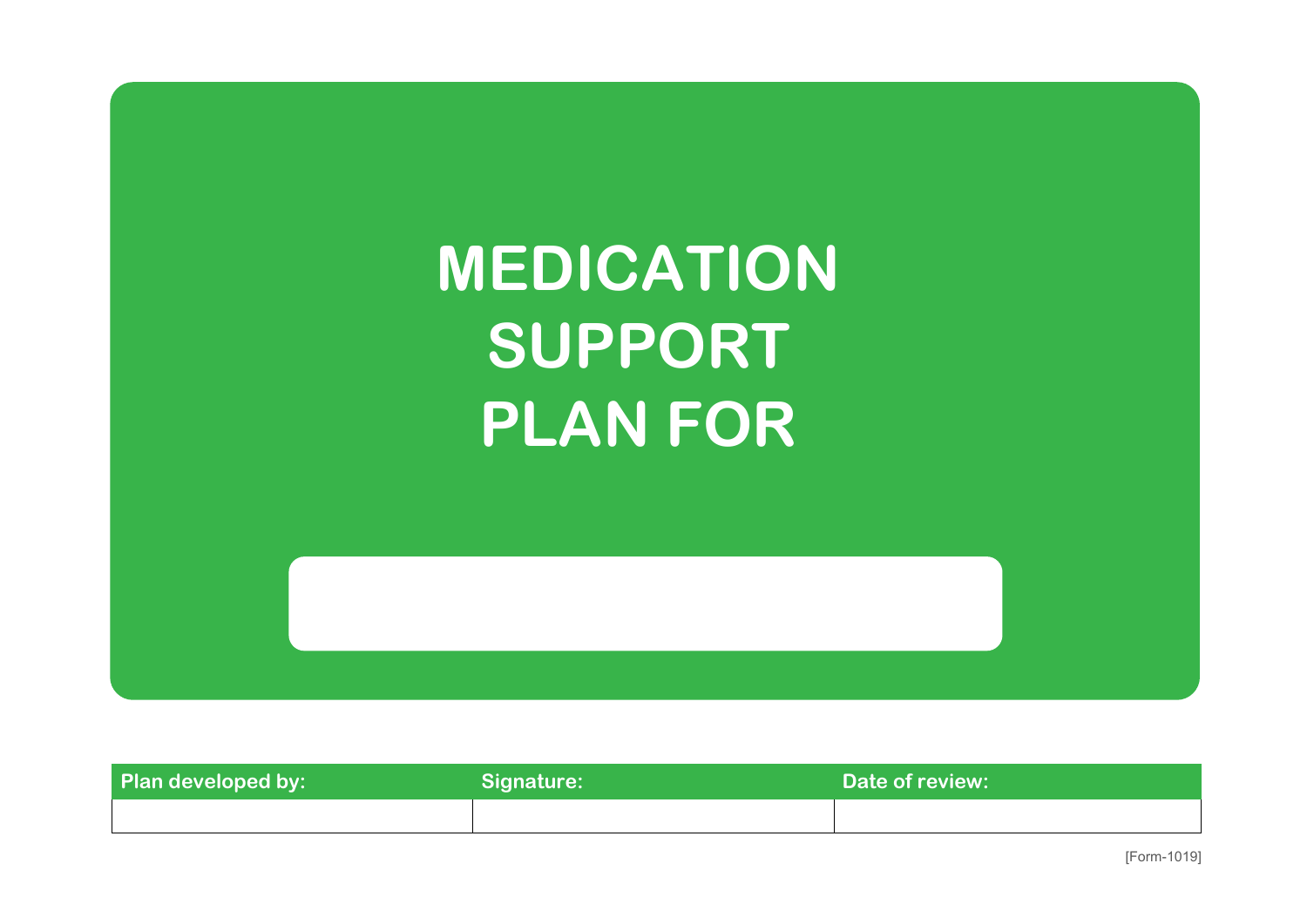# MEDICATION SUPPORT PLAN FOR

| Plan developed by: | Signature: | Date of review: |
| --- | --- | --- |
| | | |

[Form-1019]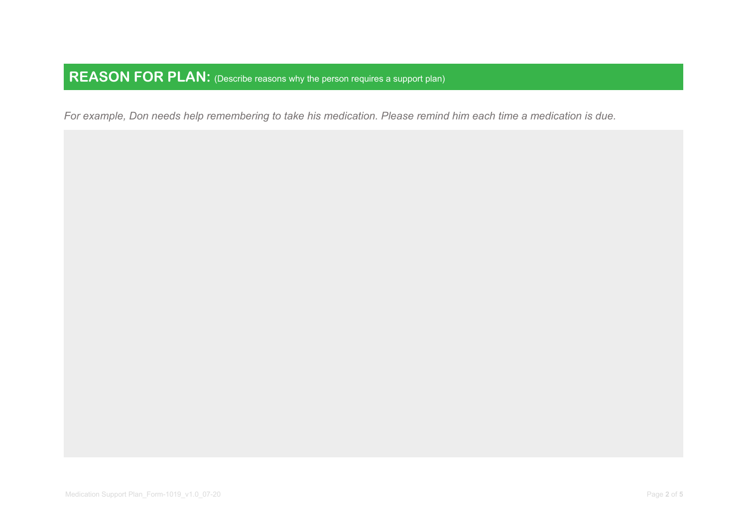## **REASON FOR PLAN:** (Describe reasons why the person requires a support plan)

*For example, Don needs help remembering to take his medication. Please remind him each time a medication is due.*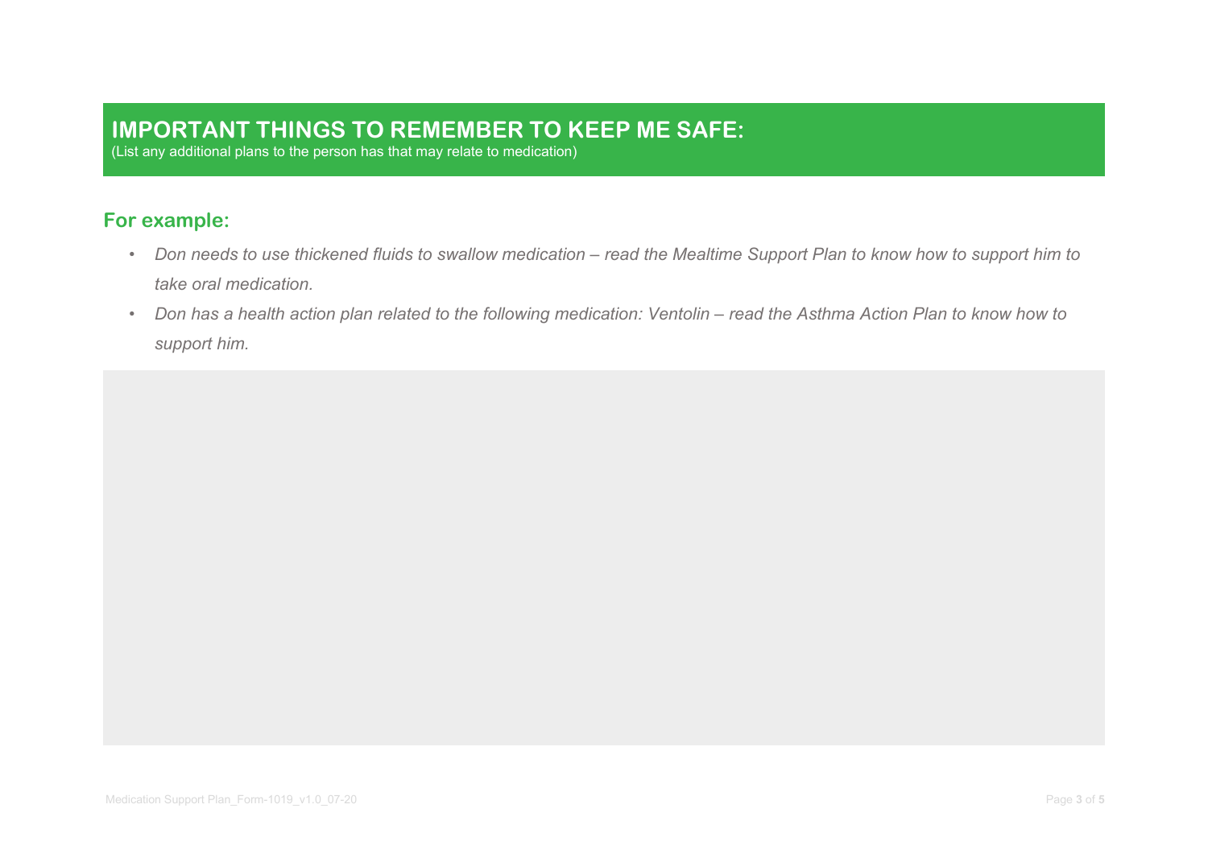## IMPORTANT THINGS TO REMEMBER TO KEEP ME SAFE:

(List any additional plans to the person has that may relate to medication)

### For example:

- *Don needs to use thickened fluids to swallow medication – read the Mealtime Support Plan to know how to support him to take oral medication.*
- *Don has a health action plan related to the following medication: Ventolin – read the Asthma Action Plan to know how to support him.*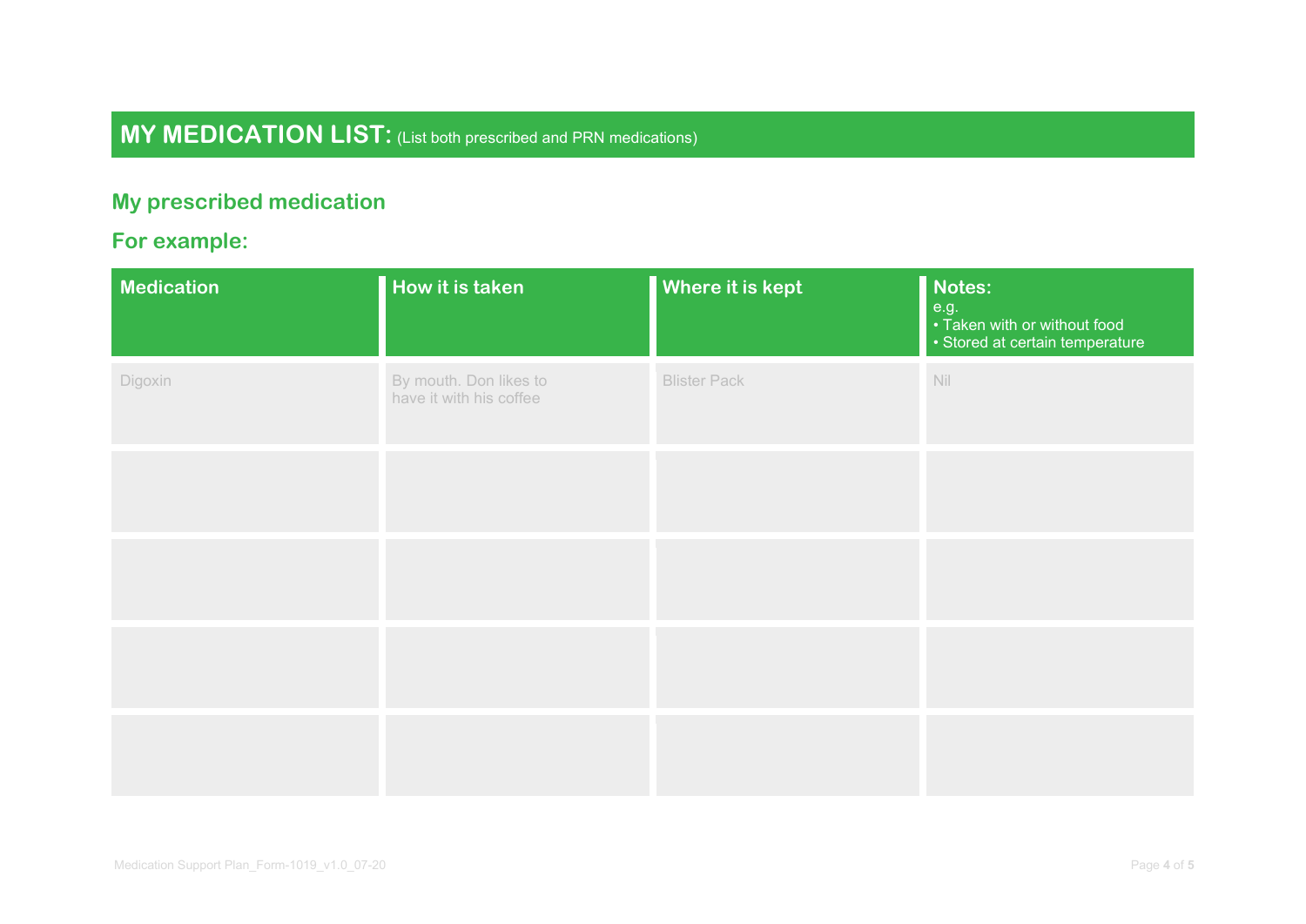## MY MEDICATION LIST: (List both prescribed and PRN medications)

### My prescribed medication

### For example:

| Medication | How it is taken | Where it is kept | Notes: e.g. • Taken with or without food • Stored at certain temperature |
|---|---|---|---|
| Digoxin | By mouth. Don likes to have it with his coffee | Blister Pack | Nil |
| | | | |
| | | | |
| | | | |
| | | | |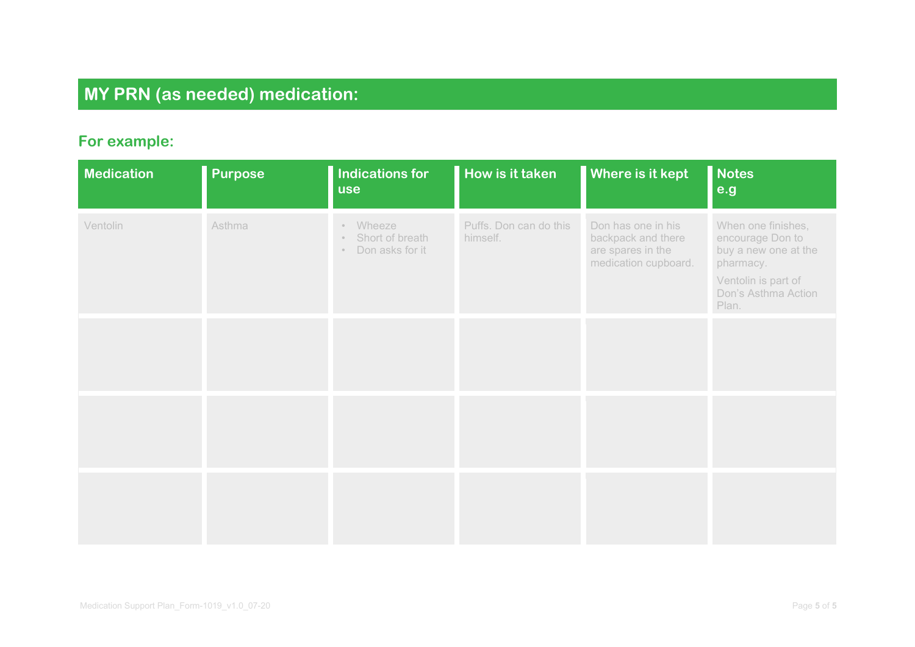## MY PRN (as needed) medication:

### For example:

| Medication | Purpose | Indications for use | How is it taken | Where is it kept | Notes e.g |
|---|---|---|---|---|---|
| Ventolin | Asthma | • Wheeze<br>• Short of breath<br>• Don asks for it | Puffs. Don can do this himself. | Don has one in his backpack and there are spares in the medication cupboard. | When one finishes, encourage Don to buy a new one at the pharmacy.<br>Ventolin is part of Don's Asthma Action Plan. |
| | | | | | |
| | | | | | |
| | | | | | |

Medication Support Plan_Form-1019_v1.0_07-20